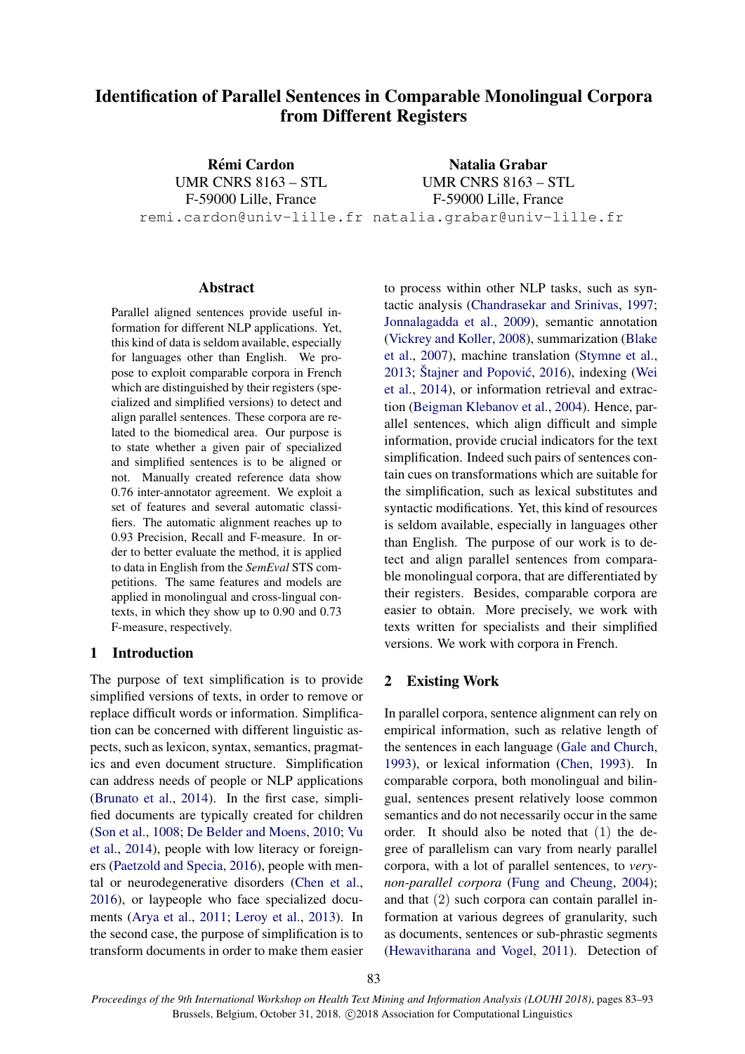# Identification of Parallel Sentences in Comparable Monolingual Corpora from Different Registers

**Rémi Cardon**
UMR CNRS 8163 – STL
F-59000 Lille, France
remi.cardon@univ-lille.fr

**Natalia Grabar**
UMR CNRS 8163 – STL
F-59000 Lille, France
natalia.grabar@univ-lille.fr

## Abstract

Parallel aligned sentences provide useful information for different NLP applications. Yet, this kind of data is seldom available, especially for languages other than English. We propose to exploit comparable corpora in French which are distinguished by their registers (specialized and simplified versions) to detect and align parallel sentences. These corpora are related to the biomedical area. Our purpose is to state whether a given pair of specialized and simplified sentences is to be aligned or not. Manually created reference data show 0.76 inter-annotator agreement. We exploit a set of features and several automatic classifiers. The automatic alignment reaches up to 0.93 Precision, Recall and F-measure. In order to better evaluate the method, it is applied to data in English from the *SemEval* STS competitions. The same features and models are applied in monolingual and cross-lingual contexts, in which they show up to 0.90 and 0.73 F-measure, respectively.

## 1 Introduction

The purpose of text simplification is to provide simplified versions of texts, in order to remove or replace difficult words or information. Simplification can be concerned with different linguistic aspects, such as lexicon, syntax, semantics, pragmatics and even document structure. Simplification can address needs of people or NLP applications (Brunato et al., 2014). In the first case, simplified documents are typically created for children (Son et al., 1008; De Belder and Moens, 2010; Vu et al., 2014), people with low literacy or foreigners (Paetzold and Specia, 2016), people with mental or neurodegenerative disorders (Chen et al., 2016), or laypeople who face specialized documents (Arya et al., 2011; Leroy et al., 2013). In the second case, the purpose of simplification is to transform documents in order to make them easier to process within other NLP tasks, such as syntactic analysis (Chandrasekar and Srinivas, 1997; Jonnalagadda et al., 2009), semantic annotation (Vickrey and Koller, 2008), summarization (Blake et al., 2007), machine translation (Stymne et al., 2013; Štajner and Popović, 2016), indexing (Wei et al., 2014), or information retrieval and extraction (Beigman Klebanov et al., 2004). Hence, parallel sentences, which align difficult and simple information, provide crucial indicators for the text simplification. Indeed such pairs of sentences contain cues on transformations which are suitable for the simplification, such as lexical substitutes and syntactic modifications. Yet, this kind of resources is seldom available, especially in languages other than English. The purpose of our work is to detect and align parallel sentences from comparable monolingual corpora, that are differentiated by their registers. Besides, comparable corpora are easier to obtain. More precisely, we work with texts written for specialists and their simplified versions. We work with corpora in French.

## 2 Existing Work

In parallel corpora, sentence alignment can rely on empirical information, such as relative length of the sentences in each language (Gale and Church, 1993), or lexical information (Chen, 1993). In comparable corpora, both monolingual and bilingual, sentences present relatively loose common semantics and do not necessarily occur in the same order. It should also be noted that (1) the degree of parallelism can vary from nearly parallel corpora, with a lot of parallel sentences, to *very-non-parallel corpora* (Fung and Cheung, 2004); and that (2) such corpora can contain parallel information at various degrees of granularity, such as documents, sentences or sub-phrastic segments (Hewavitharana and Vogel, 2011). Detection of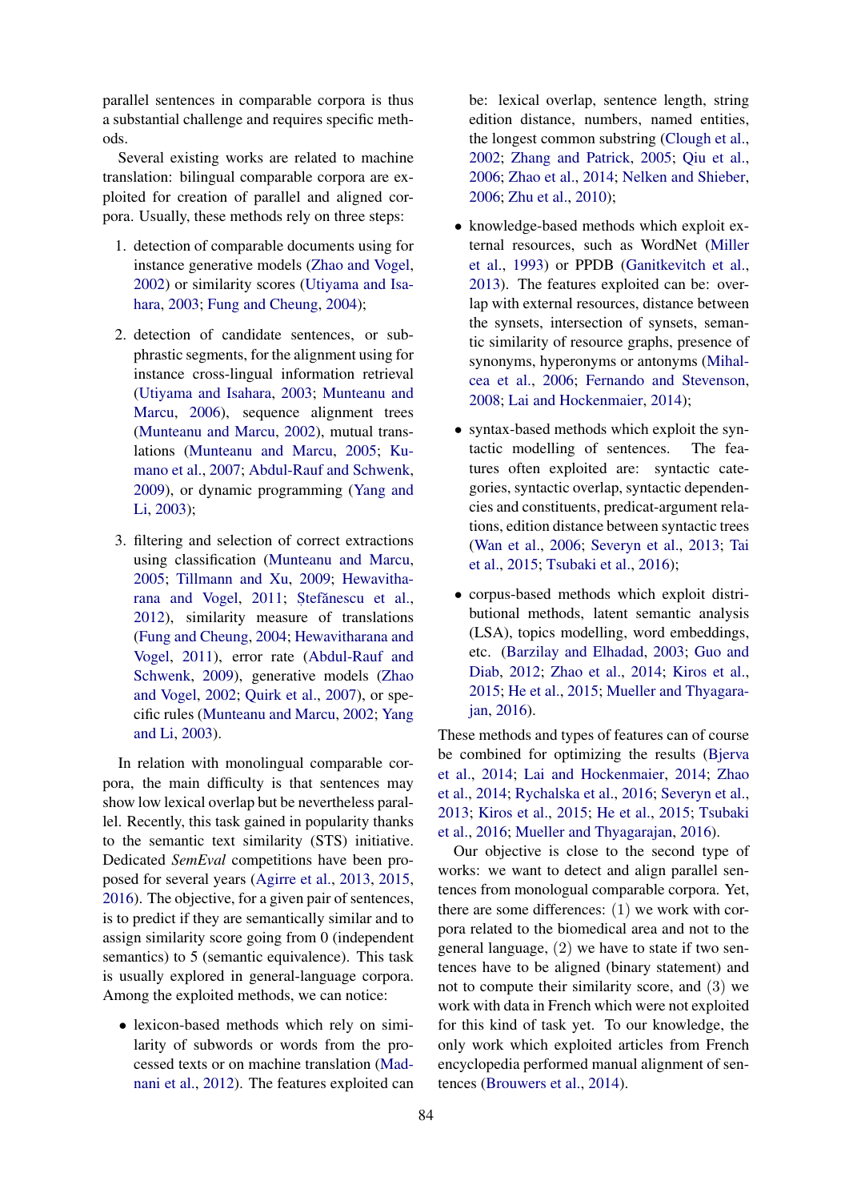parallel sentences in comparable corpora is thus a substantial challenge and requires specific methods.

Several existing works are related to machine translation: bilingual comparable corpora are exploited for creation of parallel and aligned corpora. Usually, these methods rely on three steps:

1. detection of comparable documents using for instance generative models (Zhao and Vogel, 2002) or similarity scores (Utiyama and Isahara, 2003; Fung and Cheung, 2004);

2. detection of candidate sentences, or subphrastic segments, for the alignment using for instance cross-lingual information retrieval (Utiyama and Isahara, 2003; Munteanu and Marcu, 2006), sequence alignment trees (Munteanu and Marcu, 2002), mutual translations (Munteanu and Marcu, 2005; Kumano et al., 2007; Abdul-Rauf and Schwenk, 2009), or dynamic programming (Yang and Li, 2003);

3. filtering and selection of correct extractions using classification (Munteanu and Marcu, 2005; Tillmann and Xu, 2009; Hewavitharana and Vogel, 2011; Ştefănescu et al., 2012), similarity measure of translations (Fung and Cheung, 2004; Hewavitharana and Vogel, 2011), error rate (Abdul-Rauf and Schwenk, 2009), generative models (Zhao and Vogel, 2002; Quirk et al., 2007), or specific rules (Munteanu and Marcu, 2002; Yang and Li, 2003).

In relation with monolingual comparable corpora, the main difficulty is that sentences may show low lexical overlap but be nevertheless parallel. Recently, this task gained in popularity thanks to the semantic text similarity (STS) initiative. Dedicated *SemEval* competitions have been proposed for several years (Agirre et al., 2013, 2015, 2016). The objective, for a given pair of sentences, is to predict if they are semantically similar and to assign similarity score going from 0 (independent semantics) to 5 (semantic equivalence). This task is usually explored in general-language corpora. Among the exploited methods, we can notice:

- lexicon-based methods which rely on similarity of subwords or words from the processed texts or on machine translation (Madnani et al., 2012). The features exploited can be: lexical overlap, sentence length, string edition distance, numbers, named entities, the longest common substring (Clough et al., 2002; Zhang and Patrick, 2005; Qiu et al., 2006; Zhao et al., 2014; Nelken and Shieber, 2006; Zhu et al., 2010);

- knowledge-based methods which exploit external resources, such as WordNet (Miller et al., 1993) or PPDB (Ganitkevitch et al., 2013). The features exploited can be: overlap with external resources, distance between the synsets, intersection of synsets, semantic similarity of resource graphs, presence of synonyms, hyperonyms or antonyms (Mihalcea et al., 2006; Fernando and Stevenson, 2008; Lai and Hockenmaier, 2014);

- syntax-based methods which exploit the syntactic modelling of sentences. The features often exploited are: syntactic categories, syntactic overlap, syntactic dependencies and constituents, predicat-argument relations, edition distance between syntactic trees (Wan et al., 2006; Severyn et al., 2013; Tai et al., 2015; Tsubaki et al., 2016);

- corpus-based methods which exploit distributional methods, latent semantic analysis (LSA), topics modelling, word embeddings, etc. (Barzilay and Elhadad, 2003; Guo and Diab, 2012; Zhao et al., 2014; Kiros et al., 2015; He et al., 2015; Mueller and Thyagarajan, 2016).

These methods and types of features can of course be combined for optimizing the results (Bjerva et al., 2014; Lai and Hockenmaier, 2014; Zhao et al., 2014; Rychalska et al., 2016; Severyn et al., 2013; Kiros et al., 2015; He et al., 2015; Tsubaki et al., 2016; Mueller and Thyagarajan, 2016).

Our objective is close to the second type of works: we want to detect and align parallel sentences from monologual comparable corpora. Yet, there are some differences: (1) we work with corpora related to the biomedical area and not to the general language, (2) we have to state if two sentences have to be aligned (binary statement) and not to compute their similarity score, and (3) we work with data in French which were not exploited for this kind of task yet. To our knowledge, the only work which exploited articles from French encyclopedia performed manual alignment of sentences (Brouwers et al., 2014).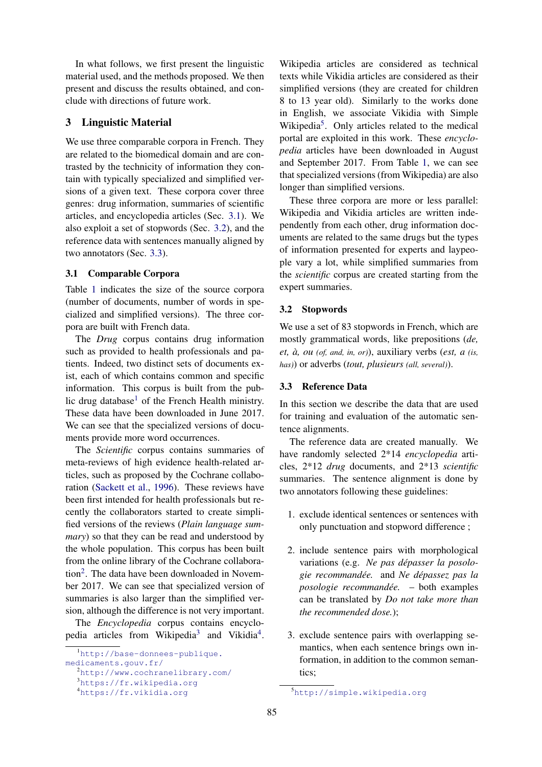In what follows, we first present the linguistic material used, and the methods proposed. We then present and discuss the results obtained, and conclude with directions of future work.

## 3 Linguistic Material

We use three comparable corpora in French. They are related to the biomedical domain and are contrasted by the technicity of information they contain with typically specialized and simplified versions of a given text. These corpora cover three genres: drug information, summaries of scientific articles, and encyclopedia articles (Sec. 3.1). We also exploit a set of stopwords (Sec. 3.2), and the reference data with sentences manually aligned by two annotators (Sec. 3.3).

### 3.1 Comparable Corpora

Table 1 indicates the size of the source corpora (number of documents, number of words in specialized and simplified versions). The three corpora are built with French data.

The *Drug* corpus contains drug information such as provided to health professionals and patients. Indeed, two distinct sets of documents exist, each of which contains common and specific information. This corpus is built from the public drug database[1] of the French Health ministry. These data have been downloaded in June 2017. We can see that the specialized versions of documents provide more word occurrences.

The *Scientific* corpus contains summaries of meta-reviews of high evidence health-related articles, such as proposed by the Cochrane collaboration (Sackett et al., 1996). These reviews have been first intended for health professionals but recently the collaborators started to create simplified versions of the reviews (*Plain language summary*) so that they can be read and understood by the whole population. This corpus has been built from the online library of the Cochrane collaboration[2]. The data have been downloaded in November 2017. We can see that specialized version of summaries is also larger than the simplified version, although the difference is not very important.

The *Encyclopedia* corpus contains encyclopedia articles from Wikipedia[3] and Vikidia[4]. Wikipedia articles are considered as technical texts while Vikidia articles are considered as their simplified versions (they are created for children 8 to 13 year old). Similarly to the works done in English, we associate Vikidia with Simple Wikipedia[5]. Only articles related to the medical portal are exploited in this work. These *encyclopedia* articles have been downloaded in August and September 2017. From Table 1, we can see that specialized versions (from Wikipedia) are also longer than simplified versions.

These three corpora are more or less parallel: Wikipedia and Vikidia articles are written independently from each other, drug information documents are related to the same drugs but the types of information presented for experts and laypeople vary a lot, while simplified summaries from the *scientific* corpus are created starting from the expert summaries.

### 3.2 Stopwords

We use a set of 83 stopwords in French, which are mostly grammatical words, like prepositions (*de, et, à, ou* (*of, and, in, or*)), auxiliary verbs (*est, a* (*is, has*)) or adverbs (*tout, plusieurs* (*all, several*)).

### 3.3 Reference Data

In this section we describe the data that are used for training and evaluation of the automatic sentence alignments.

The reference data are created manually. We have randomly selected 2*14 *encyclopedia* articles, 2*12 *drug* documents, and 2*13 *scientific* summaries. The sentence alignment is done by two annotators following these guidelines:

1. exclude identical sentences or sentences with only punctuation and stopword difference ;
2. include sentence pairs with morphological variations (e.g. *Ne pas dépasser la posologie recommandée.* and *Ne dépassez pas la posologie recommandée.* – both examples can be translated by *Do not take more than the recommended dose.*);
3. exclude sentence pairs with overlapping semantics, when each sentence brings own information, in addition to the common semantics;

[1] http://base-donnees-publique.medicaments.gouv.fr/
[2] http://www.cochranelibrary.com/
[3] https://fr.wikipedia.org
[4] https://fr.vikidia.org
[5] http://simple.wikipedia.org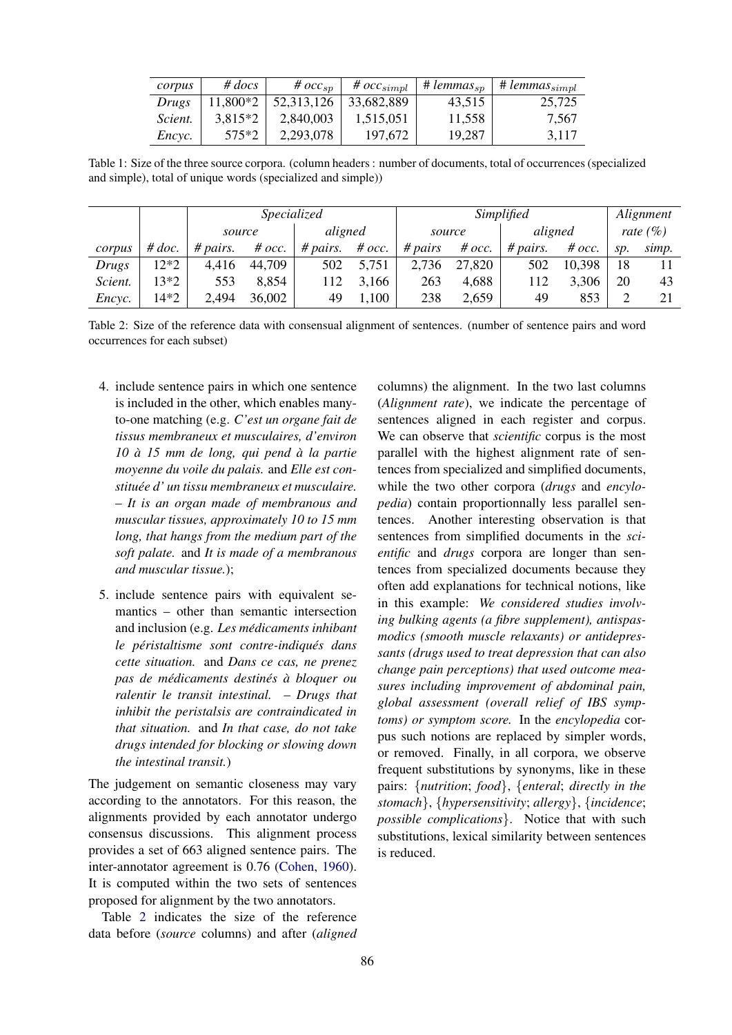| *corpus* | *# docs* | *# $occ_{sp}$* | *# $occ_{simpl}$* | *# $lemmas_{sp}$* | *# $lemmas_{simpl}$* |
|---|---|---|---|---|---|
| *Drugs* | 11,800*2 | 52,313,126 | 33,682,889 | 43,515 | 25,725 |
| *Scient.* | 3,815*2 | 2,840,003 | 1,515,051 | 11,558 | 7,567 |
| *Encyc.* | 575*2 | 2,293,078 | 197,672 | 19,287 | 3,117 |

Table 1: Size of the three source corpora. (column headers : number of documents, total of occurrences (specialized and simple), total of unique words (specialized and simple))

| | | *Specialized* | | | | *Simplified* | | | | *Alignment* | |
|---|---|---|---|---|---|---|---|---|---|---|---|
| | | *source* | | *aligned* | | *source* | | *aligned* | | *rate (%)* | |
| *corpus* | *# doc.* | *# pairs.* | *# occ.* | *# pairs.* | *# occ.* | *# pairs* | *# occ.* | *# pairs.* | *# occ.* | *sp.* | *simp.* |
| *Drugs* | 12*2 | 4,416 | 44,709 | 502 | 5,751 | 2,736 | 27,820 | 502 | 10,398 | 18 | 11 |
| *Scient.* | 13*2 | 553 | 8,854 | 112 | 3,166 | 263 | 4,688 | 112 | 3,306 | 20 | 43 |
| *Encyc.* | 14*2 | 2,494 | 36,002 | 49 | 1,100 | 238 | 2,659 | 49 | 853 | 2 | 21 |

Table 2: Size of the reference data with consensual alignment of sentences. (number of sentence pairs and word occurrences for each subset)

4. include sentence pairs in which one sentence is included in the other, which enables many-to-one matching (e.g. *C'est un organe fait de tissus membraneux et musculaires, d'environ 10 à 15 mm de long, qui pend à la partie moyenne du voile du palais.* and *Elle est constituée d' un tissu membraneux et musculaire.* – *It is an organ made of membranous and muscular tissues, approximately 10 to 15 mm long, that hangs from the medium part of the soft palate.* and *It is made of a membranous and muscular tissue.*);

5. include sentence pairs with equivalent semantics – other than semantic intersection and inclusion (e.g. *Les médicaments inhibant le péristaltisme sont contre-indiqués dans cette situation.* and *Dans ce cas, ne prenez pas de médicaments destinés à bloquer ou ralentir le transit intestinal.* – *Drugs that inhibit the peristalsis are contraindicated in that situation.* and *In that case, do not take drugs intended for blocking or slowing down the intestinal transit.*)

The judgement on semantic closeness may vary according to the annotators. For this reason, the alignments provided by each annotator undergo consensus discussions. This alignment process provides a set of 663 aligned sentence pairs. The inter-annotator agreement is 0.76 (Cohen, 1960). It is computed within the two sets of sentences proposed for alignment by the two annotators.

Table 2 indicates the size of the reference data before (*source* columns) and after (*aligned* columns) the alignment. In the two last columns (*Alignment rate*), we indicate the percentage of sentences aligned in each register and corpus. We can observe that *scientific* corpus is the most parallel with the highest alignment rate of sentences from specialized and simplified documents, while the two other corpora (*drugs* and *encylopedia*) contain proportionnally less parallel sentences. Another interesting observation is that sentences from simplified documents in the *scientific* and *drugs* corpora are longer than sentences from specialized documents because they often add explanations for technical notions, like in this example: *We considered studies involving bulking agents (a fibre supplement), antispasmodics (smooth muscle relaxants) or antidepressants (drugs used to treat depression that can also change pain perceptions) that used outcome measures including improvement of abdominal pain, global assessment (overall relief of IBS symptoms) or symptom score.* In the *encylopedia* corpus such notions are replaced by simpler words, or removed. Finally, in all corpora, we observe frequent substitutions by synonyms, like in these pairs: {*nutrition*; *food*}, {*enteral*; *directly in the stomach*}, {*hypersensitivity*; *allergy*}, {*incidence*; *possible complications*}. Notice that with such substitutions, lexical similarity between sentences is reduced.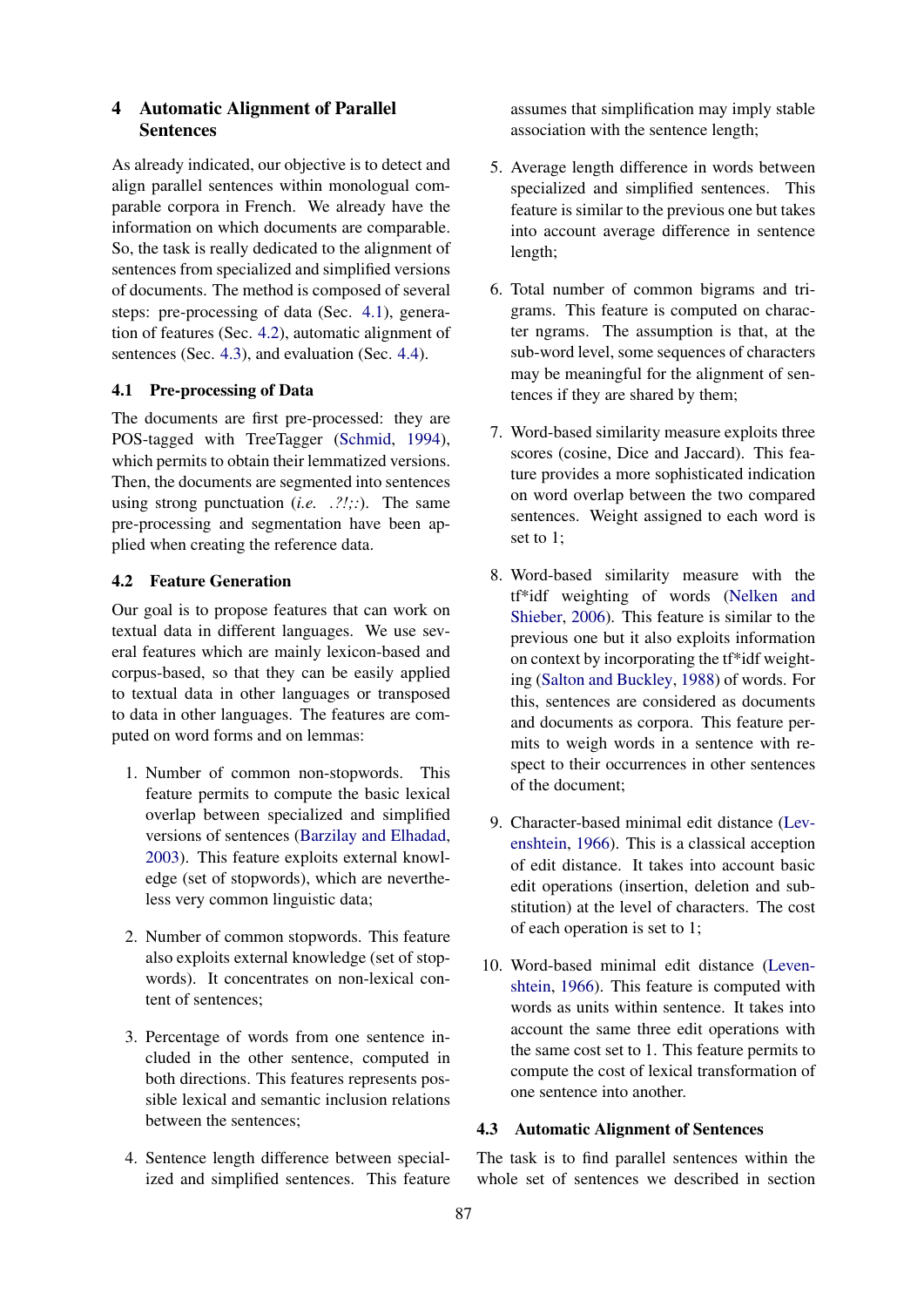## 4 Automatic Alignment of Parallel Sentences

As already indicated, our objective is to detect and align parallel sentences within monologual comparable corpora in French. We already have the information on which documents are comparable. So, the task is really dedicated to the alignment of sentences from specialized and simplified versions of documents. The method is composed of several steps: pre-processing of data (Sec. 4.1), generation of features (Sec. 4.2), automatic alignment of sentences (Sec. 4.3), and evaluation (Sec. 4.4).

### 4.1 Pre-processing of Data

The documents are first pre-processed: they are POS-tagged with TreeTagger (Schmid, 1994), which permits to obtain their lemmatized versions. Then, the documents are segmented into sentences using strong punctuation (*i.e.* *.?!;:*). The same pre-processing and segmentation have been applied when creating the reference data.

### 4.2 Feature Generation

Our goal is to propose features that can work on textual data in different languages. We use several features which are mainly lexicon-based and corpus-based, so that they can be easily applied to textual data in other languages or transposed to data in other languages. The features are computed on word forms and on lemmas:

1. Number of common non-stopwords. This feature permits to compute the basic lexical overlap between specialized and simplified versions of sentences (Barzilay and Elhadad, 2003). This feature exploits external knowledge (set of stopwords), which are nevertheless very common linguistic data;

2. Number of common stopwords. This feature also exploits external knowledge (set of stopwords). It concentrates on non-lexical content of sentences;

3. Percentage of words from one sentence included in the other sentence, computed in both directions. This features represents possible lexical and semantic inclusion relations between the sentences;

4. Sentence length difference between specialized and simplified sentences. This feature assumes that simplification may imply stable association with the sentence length;

5. Average length difference in words between specialized and simplified sentences. This feature is similar to the previous one but takes into account average difference in sentence length;

6. Total number of common bigrams and trigrams. This feature is computed on character ngrams. The assumption is that, at the sub-word level, some sequences of characters may be meaningful for the alignment of sentences if they are shared by them;

7. Word-based similarity measure exploits three scores (cosine, Dice and Jaccard). This feature provides a more sophisticated indication on word overlap between the two compared sentences. Weight assigned to each word is set to 1;

8. Word-based similarity measure with the tf*idf weighting of words (Nelken and Shieber, 2006). This feature is similar to the previous one but it also exploits information on context by incorporating the tf*idf weighting (Salton and Buckley, 1988) of words. For this, sentences are considered as documents and documents as corpora. This feature permits to weigh words in a sentence with respect to their occurrences in other sentences of the document;

9. Character-based minimal edit distance (Levenshtein, 1966). This is a classical acception of edit distance. It takes into account basic edit operations (insertion, deletion and substitution) at the level of characters. The cost of each operation is set to 1;

10. Word-based minimal edit distance (Levenshtein, 1966). This feature is computed with words as units within sentence. It takes into account the same three edit operations with the same cost set to 1. This feature permits to compute the cost of lexical transformation of one sentence into another.

### 4.3 Automatic Alignment of Sentences

The task is to find parallel sentences within the whole set of sentences we described in section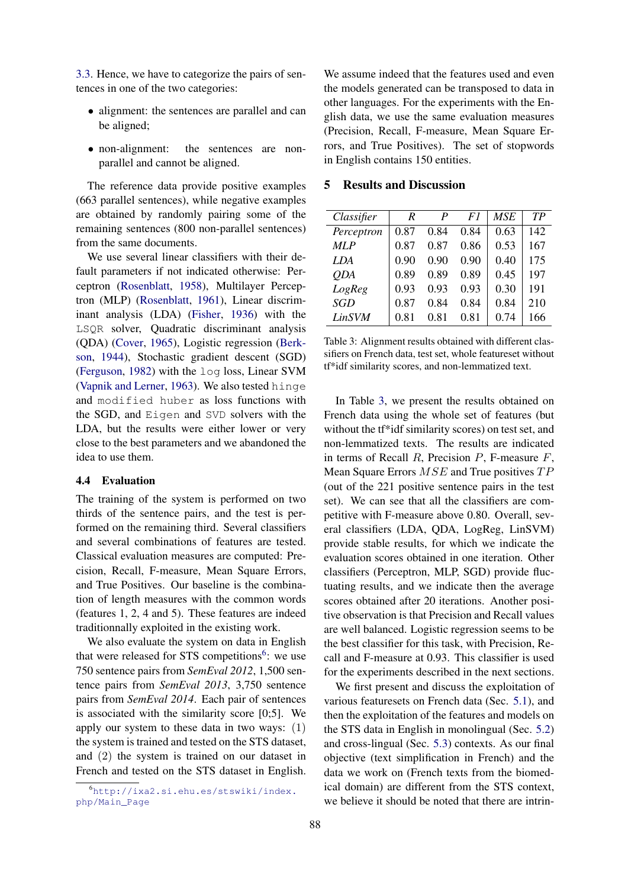3.3. Hence, we have to categorize the pairs of sentences in one of the two categories:

- alignment: the sentences are parallel and can be aligned;
- non-alignment: the sentences are non-parallel and cannot be aligned.

The reference data provide positive examples (663 parallel sentences), while negative examples are obtained by randomly pairing some of the remaining sentences (800 non-parallel sentences) from the same documents.

We use several linear classifiers with their default parameters if not indicated otherwise: Perceptron (Rosenblatt, 1958), Multilayer Perceptron (MLP) (Rosenblatt, 1961), Linear discriminant analysis (LDA) (Fisher, 1936) with the `LSQR` solver, Quadratic discriminant analysis (QDA) (Cover, 1965), Logistic regression (Berkson, 1944), Stochastic gradient descent (SGD) (Ferguson, 1982) with the `log` loss, Linear SVM (Vapnik and Lerner, 1963). We also tested `hinge` and `modified huber` as loss functions with the SGD, and `Eigen` and `SVD` solvers with the LDA, but the results were either lower or very close to the best parameters and we abandoned the idea to use them.

### 4.4 Evaluation

The training of the system is performed on two thirds of the sentence pairs, and the test is performed on the remaining third. Several classifiers and several combinations of features are tested. Classical evaluation measures are computed: Precision, Recall, F-measure, Mean Square Errors, and True Positives. Our baseline is the combination of length measures with the common words (features 1, 2, 4 and 5). These features are indeed traditionnally exploited in the existing work.

We also evaluate the system on data in English that were released for STS competitions[6]: we use 750 sentence pairs from *SemEval 2012*, 1,500 sentence pairs from *SemEval 2013*, 3,750 sentence pairs from *SemEval 2014*. Each pair of sentences is associated with the similarity score [0;5]. We apply our system to these data in two ways: (1) the system is trained and tested on the STS dataset, and (2) the system is trained on our dataset in French and tested on the STS dataset in English. We assume indeed that the features used and even the models generated can be transposed to data in other languages. For the experiments with the English data, we use the same evaluation measures (Precision, Recall, F-measure, Mean Square Errors, and True Positives). The set of stopwords in English contains 150 entities.

[6] http://ixa2.si.ehu.es/stswiki/index.php/Main_Page

## 5 Results and Discussion

| *Classifier* | *R* | *P* | *F1* | *MSE* | *TP* |
|---|---|---|---|---|---|
| *Perceptron* | 0.87 | 0.84 | 0.84 | 0.63 | 142 |
| *MLP* | 0.87 | 0.87 | 0.86 | 0.53 | 167 |
| *LDA* | 0.90 | 0.90 | 0.90 | 0.40 | 175 |
| *QDA* | 0.89 | 0.89 | 0.89 | 0.45 | 197 |
| *LogReg* | 0.93 | 0.93 | 0.93 | 0.30 | 191 |
| *SGD* | 0.87 | 0.84 | 0.84 | 0.84 | 210 |
| *LinSVM* | 0.81 | 0.81 | 0.81 | 0.74 | 166 |

Table 3: Alignment results obtained with different classifiers on French data, test set, whole featureset without tf*idf similarity scores, and non-lemmatized text.

In Table 3, we present the results obtained on French data using the whole set of features (but without the tf*idf similarity scores) on test set, and non-lemmatized texts. The results are indicated in terms of Recall $R$, Precision $P$, F-measure $F$, Mean Square Errors $MSE$ and True positives $TP$ (out of the 221 positive sentence pairs in the test set). We can see that all the classifiers are competitive with F-measure above 0.80. Overall, several classifiers (LDA, QDA, LogReg, LinSVM) provide stable results, for which we indicate the evaluation scores obtained in one iteration. Other classifiers (Perceptron, MLP, SGD) provide fluctuating results, and we indicate then the average scores obtained after 20 iterations. Another positive observation is that Precision and Recall values are well balanced. Logistic regression seems to be the best classifier for this task, with Precision, Recall and F-measure at 0.93. This classifier is used for the experiments described in the next sections.

We first present and discuss the exploitation of various featuresets on French data (Sec. 5.1), and then the exploitation of the features and models on the STS data in English in monolingual (Sec. 5.2) and cross-lingual (Sec. 5.3) contexts. As our final objective (text simplification in French) and the data we work on (French texts from the biomedical domain) are different from the STS context, we believe it should be noted that there are intrin-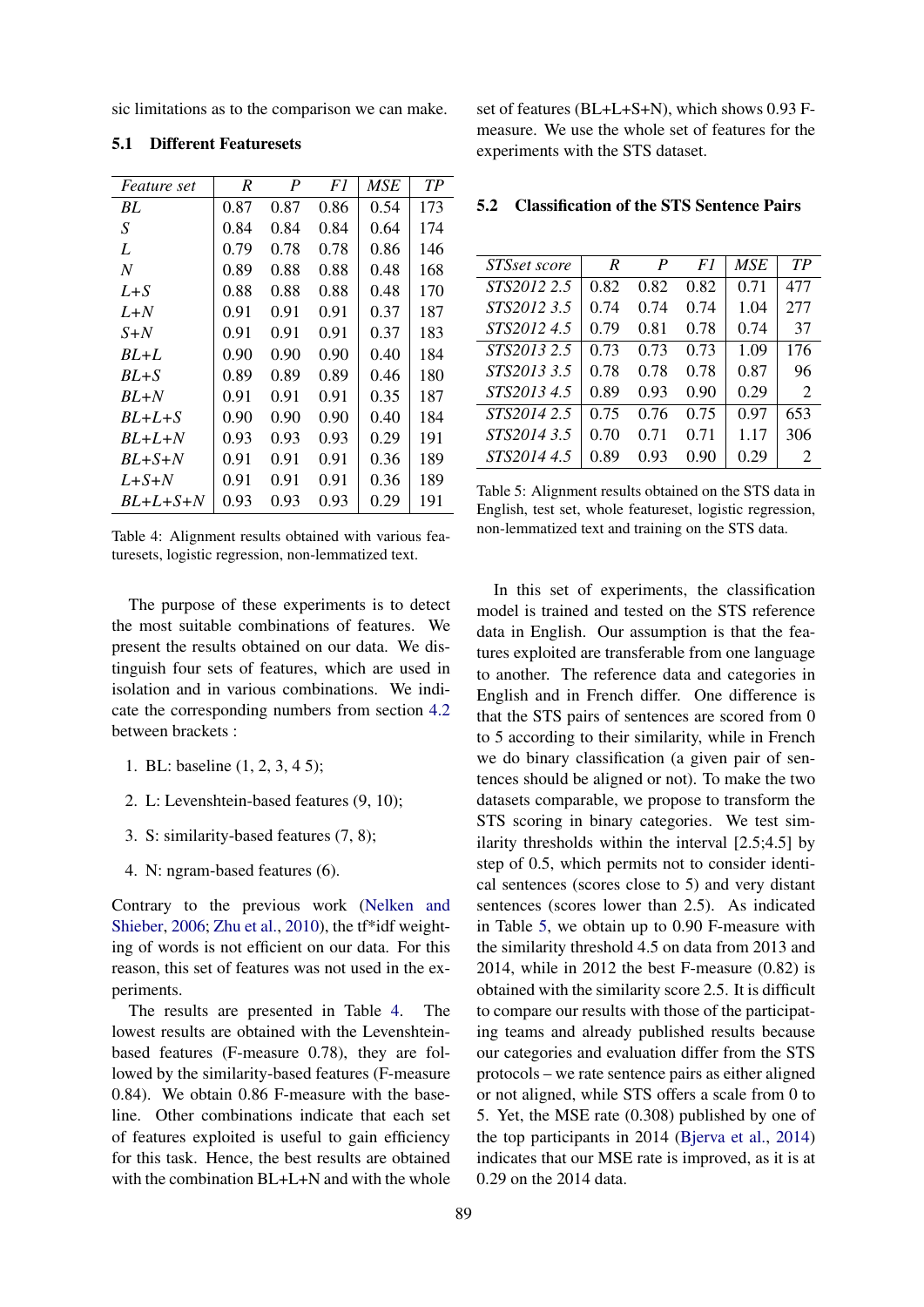sic limitations as to the comparison we can make.

### 5.1 Different Featuresets

| *Feature set* | *R* | *P* | *F1* | *MSE* | *TP* |
|---|---|---|---|---|---|
| *BL* | 0.87 | 0.87 | 0.86 | 0.54 | 173 |
| *S* | 0.84 | 0.84 | 0.84 | 0.64 | 174 |
| *L* | 0.79 | 0.78 | 0.78 | 0.86 | 146 |
| *N* | 0.89 | 0.88 | 0.88 | 0.48 | 168 |
| *L+S* | 0.88 | 0.88 | 0.88 | 0.48 | 170 |
| *L+N* | 0.91 | 0.91 | 0.91 | 0.37 | 187 |
| *S+N* | 0.91 | 0.91 | 0.91 | 0.37 | 183 |
| *BL+L* | 0.90 | 0.90 | 0.90 | 0.40 | 184 |
| *BL+S* | 0.89 | 0.89 | 0.89 | 0.46 | 180 |
| *BL+N* | 0.91 | 0.91 | 0.91 | 0.35 | 187 |
| *BL+L+S* | 0.90 | 0.90 | 0.90 | 0.40 | 184 |
| *BL+L+N* | 0.93 | 0.93 | 0.93 | 0.29 | 191 |
| *BL+S+N* | 0.91 | 0.91 | 0.91 | 0.36 | 189 |
| *L+S+N* | 0.91 | 0.91 | 0.91 | 0.36 | 189 |
| *BL+L+S+N* | 0.93 | 0.93 | 0.93 | 0.29 | 191 |

Table 4: Alignment results obtained with various featuresets, logistic regression, non-lemmatized text.

The purpose of these experiments is to detect the most suitable combinations of features. We present the results obtained on our data. We distinguish four sets of features, which are used in isolation and in various combinations. We indicate the corresponding numbers from section 4.2 between brackets :

1. BL: baseline (1, 2, 3, 4 5);
2. L: Levenshtein-based features (9, 10);
3. S: similarity-based features (7, 8);
4. N: ngram-based features (6).

Contrary to the previous work (Nelken and Shieber, 2006; Zhu et al., 2010), the tf*idf weighting of words is not efficient on our data. For this reason, this set of features was not used in the experiments.

The results are presented in Table 4. The lowest results are obtained with the Levenshtein-based features (F-measure 0.78), they are followed by the similarity-based features (F-measure 0.84). We obtain 0.86 F-measure with the baseline. Other combinations indicate that each set of features exploited is useful to gain efficiency for this task. Hence, the best results are obtained with the combination BL+L+N and with the whole set of features (BL+L+S+N), which shows 0.93 F-measure. We use the whole set of features for the experiments with the STS dataset.

### 5.2 Classification of the STS Sentence Pairs

| *STSset score* | *R* | *P* | *F1* | *MSE* | *TP* |
|---|---|---|---|---|---|
| *STS2012 2.5* | 0.82 | 0.82 | 0.82 | 0.71 | 477 |
| *STS2012 3.5* | 0.74 | 0.74 | 0.74 | 1.04 | 277 |
| *STS2012 4.5* | 0.79 | 0.81 | 0.78 | 0.74 | 37 |
| *STS2013 2.5* | 0.73 | 0.73 | 0.73 | 1.09 | 176 |
| *STS2013 3.5* | 0.78 | 0.78 | 0.78 | 0.87 | 96 |
| *STS2013 4.5* | 0.89 | 0.93 | 0.90 | 0.29 | 2 |
| *STS2014 2.5* | 0.75 | 0.76 | 0.75 | 0.97 | 653 |
| *STS2014 3.5* | 0.70 | 0.71 | 0.71 | 1.17 | 306 |
| *STS2014 4.5* | 0.89 | 0.93 | 0.90 | 0.29 | 2 |

Table 5: Alignment results obtained on the STS data in English, test set, whole featureset, logistic regression, non-lemmatized text and training on the STS data.

In this set of experiments, the classification model is trained and tested on the STS reference data in English. Our assumption is that the features exploited are transferable from one language to another. The reference data and categories in English and in French differ. One difference is that the STS pairs of sentences are scored from 0 to 5 according to their similarity, while in French we do binary classification (a given pair of sentences should be aligned or not). To make the two datasets comparable, we propose to transform the STS scoring in binary categories. We test similarity thresholds within the interval [2.5;4.5] by step of 0.5, which permits not to consider identical sentences (scores close to 5) and very distant sentences (scores lower than 2.5). As indicated in Table 5, we obtain up to 0.90 F-measure with the similarity threshold 4.5 on data from 2013 and 2014, while in 2012 the best F-measure (0.82) is obtained with the similarity score 2.5. It is difficult to compare our results with those of the participating teams and already published results because our categories and evaluation differ from the STS protocols – we rate sentence pairs as either aligned or not aligned, while STS offers a scale from 0 to 5. Yet, the MSE rate (0.308) published by one of the top participants in 2014 (Bjerva et al., 2014) indicates that our MSE rate is improved, as it is at 0.29 on the 2014 data.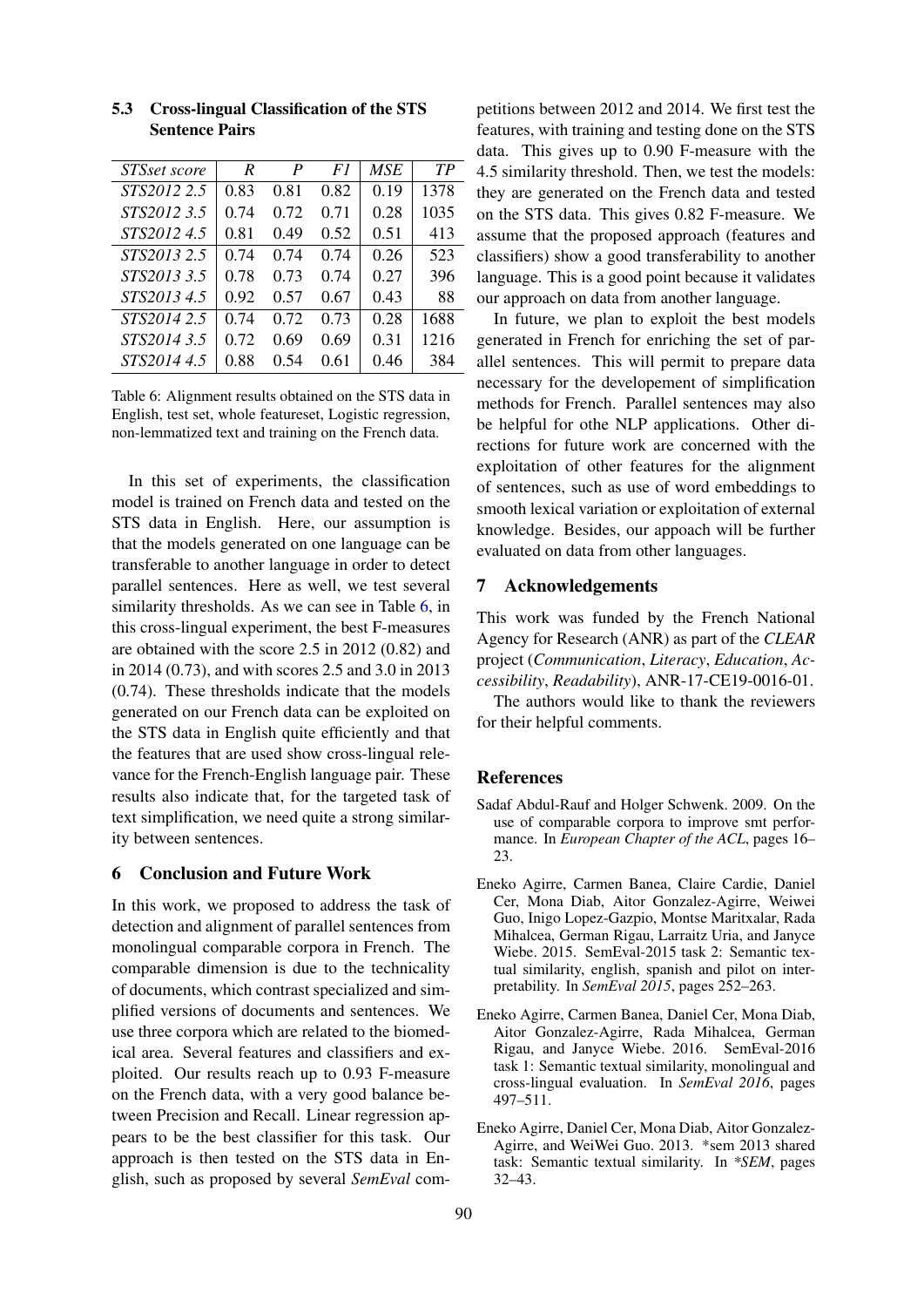### 5.3 Cross-lingual Classification of the STS Sentence Pairs

| *STSset score* | *R* | *P* | *F1* | *MSE* | *TP* |
|---|---|---|---|---|---|
| *STS2012 2.5* | 0.83 | 0.81 | 0.82 | 0.19 | 1378 |
| *STS2012 3.5* | 0.74 | 0.72 | 0.71 | 0.28 | 1035 |
| *STS2012 4.5* | 0.81 | 0.49 | 0.52 | 0.51 | 413 |
| *STS2013 2.5* | 0.74 | 0.74 | 0.74 | 0.26 | 523 |
| *STS2013 3.5* | 0.78 | 0.73 | 0.74 | 0.27 | 396 |
| *STS2013 4.5* | 0.92 | 0.57 | 0.67 | 0.43 | 88 |
| *STS2014 2.5* | 0.74 | 0.72 | 0.73 | 0.28 | 1688 |
| *STS2014 3.5* | 0.72 | 0.69 | 0.69 | 0.31 | 1216 |
| *STS2014 4.5* | 0.88 | 0.54 | 0.61 | 0.46 | 384 |

Table 6: Alignment results obtained on the STS data in English, test set, whole featureset, Logistic regression, non-lemmatized text and training on the French data.

In this set of experiments, the classification model is trained on French data and tested on the STS data in English. Here, our assumption is that the models generated on one language can be transferable to another language in order to detect parallel sentences. Here as well, we test several similarity thresholds. As we can see in Table 6, in this cross-lingual experiment, the best F-measures are obtained with the score 2.5 in 2012 (0.82) and in 2014 (0.73), and with scores 2.5 and 3.0 in 2013 (0.74). These thresholds indicate that the models generated on our French data can be exploited on the STS data in English quite efficiently and that the features that are used show cross-lingual relevance for the French-English language pair. These results also indicate that, for the targeted task of text simplification, we need quite a strong similarity between sentences.

## 6 Conclusion and Future Work

In this work, we proposed to address the task of detection and alignment of parallel sentences from monolingual comparable corpora in French. The comparable dimension is due to the technicality of documents, which contrast specialized and simplified versions of documents and sentences. We use three corpora which are related to the biomedical area. Several features and classifiers and exploited. Our results reach up to 0.93 F-measure on the French data, with a very good balance between Precision and Recall. Linear regression appears to be the best classifier for this task. Our approach is then tested on the STS data in English, such as proposed by several *SemEval* competitions between 2012 and 2014. We first test the features, with training and testing done on the STS data. This gives up to 0.90 F-measure with the 4.5 similarity threshold. Then, we test the models: they are generated on the French data and tested on the STS data. This gives 0.82 F-measure. We assume that the proposed approach (features and classifiers) show a good transferability to another language. This is a good point because it validates our approach on data from another language.

In future, we plan to exploit the best models generated in French for enriching the set of parallel sentences. This will permit to prepare data necessary for the developement of simplification methods for French. Parallel sentences may also be helpful for othe NLP applications. Other directions for future work are concerned with the exploitation of other features for the alignment of sentences, such as use of word embeddings to smooth lexical variation or exploitation of external knowledge. Besides, our appoach will be further evaluated on data from other languages.

## 7 Acknowledgements

This work was funded by the French National Agency for Research (ANR) as part of the *CLEAR* project (*Communication*, *Literacy*, *Education*, *Accessibility*, *Readability*), ANR-17-CE19-0016-01.

The authors would like to thank the reviewers for their helpful comments.

## References

Sadaf Abdul-Rauf and Holger Schwenk. 2009. On the use of comparable corpora to improve smt performance. In *European Chapter of the ACL*, pages 16–23.

Eneko Agirre, Carmen Banea, Claire Cardie, Daniel Cer, Mona Diab, Aitor Gonzalez-Agirre, Weiwei Guo, Inigo Lopez-Gazpio, Montse Maritxalar, Rada Mihalcea, German Rigau, Larraitz Uria, and Janyce Wiebe. 2015. SemEval-2015 task 2: Semantic textual similarity, english, spanish and pilot on interpretability. In *SemEval 2015*, pages 252–263.

Eneko Agirre, Carmen Banea, Daniel Cer, Mona Diab, Aitor Gonzalez-Agirre, Rada Mihalcea, German Rigau, and Janyce Wiebe. 2016. SemEval-2016 task 1: Semantic textual similarity, monolingual and cross-lingual evaluation. In *SemEval 2016*, pages 497–511.

Eneko Agirre, Daniel Cer, Mona Diab, Aitor Gonzalez-Agirre, and WeiWei Guo. 2013. *sem 2013 shared task: Semantic textual similarity. In *\*SEM*, pages 32–43.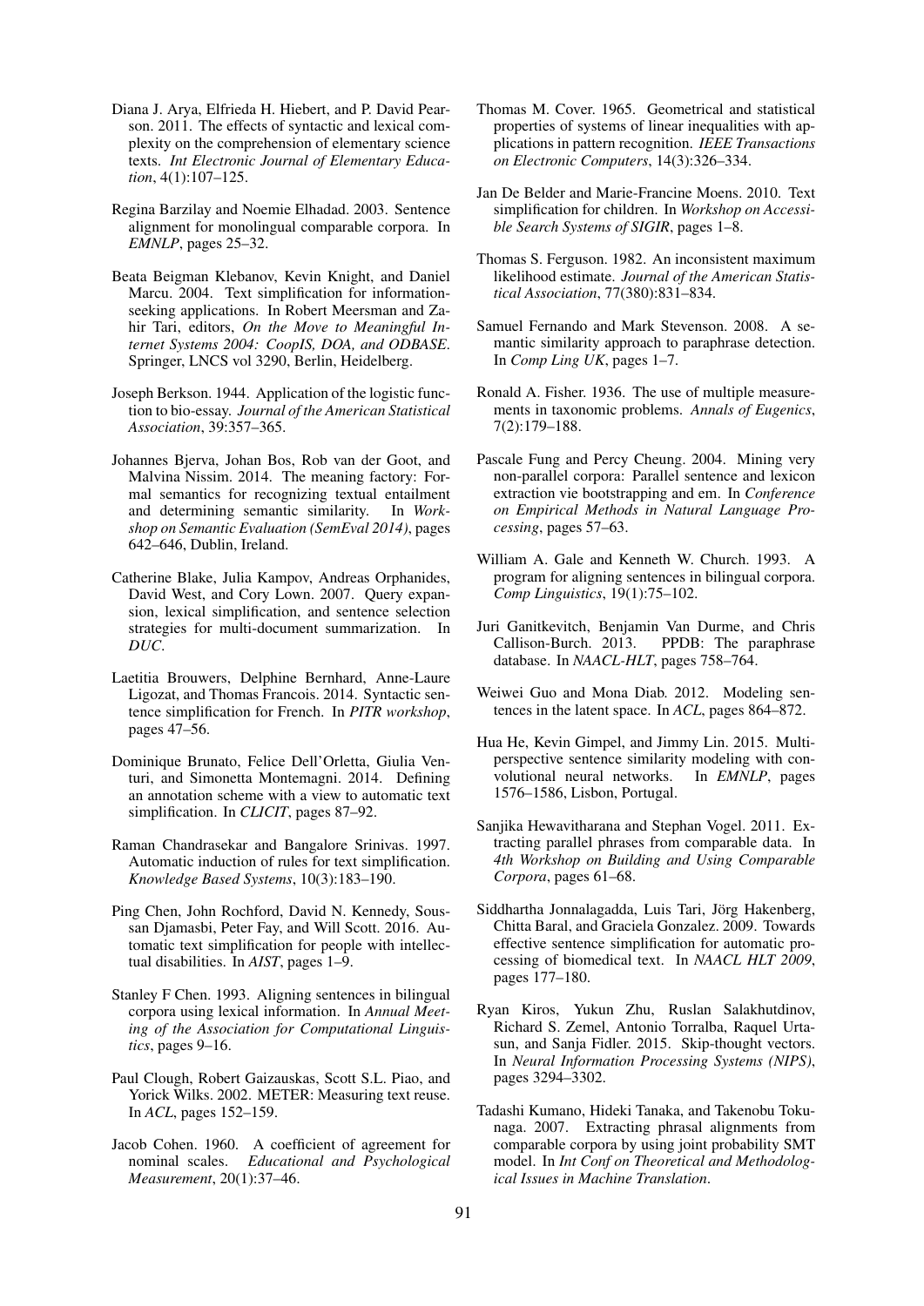Diana J. Arya, Elfrieda H. Hiebert, and P. David Pearson. 2011. The effects of syntactic and lexical complexity on the comprehension of elementary science texts. *Int Electronic Journal of Elementary Education*, 4(1):107–125.

Regina Barzilay and Noemie Elhadad. 2003. Sentence alignment for monolingual comparable corpora. In *EMNLP*, pages 25–32.

Beata Beigman Klebanov, Kevin Knight, and Daniel Marcu. 2004. Text simplification for information-seeking applications. In Robert Meersman and Zahir Tari, editors, *On the Move to Meaningful Internet Systems 2004: CoopIS, DOA, and ODBASE*. Springer, LNCS vol 3290, Berlin, Heidelberg.

Joseph Berkson. 1944. Application of the logistic function to bio-essay. *Journal of the American Statistical Association*, 39:357–365.

Johannes Bjerva, Johan Bos, Rob van der Goot, and Malvina Nissim. 2014. The meaning factory: Formal semantics for recognizing textual entailment and determining semantic similarity. In *Workshop on Semantic Evaluation (SemEval 2014)*, pages 642–646, Dublin, Ireland.

Catherine Blake, Julia Kampov, Andreas Orphanides, David West, and Cory Lown. 2007. Query expansion, lexical simplification, and sentence selection strategies for multi-document summarization. In *DUC*.

Laetitia Brouwers, Delphine Bernhard, Anne-Laure Ligozat, and Thomas Francois. 2014. Syntactic sentence simplification for French. In *PITR workshop*, pages 47–56.

Dominique Brunato, Felice Dell'Orletta, Giulia Venturi, and Simonetta Montemagni. 2014. Defining an annotation scheme with a view to automatic text simplification. In *CLICIT*, pages 87–92.

Raman Chandrasekar and Bangalore Srinivas. 1997. Automatic induction of rules for text simplification. *Knowledge Based Systems*, 10(3):183–190.

Ping Chen, John Rochford, David N. Kennedy, Soussan Djamasbi, Peter Fay, and Will Scott. 2016. Automatic text simplification for people with intellectual disabilities. In *AIST*, pages 1–9.

Stanley F Chen. 1993. Aligning sentences in bilingual corpora using lexical information. In *Annual Meeting of the Association for Computational Linguistics*, pages 9–16.

Paul Clough, Robert Gaizauskas, Scott S.L. Piao, and Yorick Wilks. 2002. METER: Measuring text reuse. In *ACL*, pages 152–159.

Jacob Cohen. 1960. A coefficient of agreement for nominal scales. *Educational and Psychological Measurement*, 20(1):37–46.

Thomas M. Cover. 1965. Geometrical and statistical properties of systems of linear inequalities with applications in pattern recognition. *IEEE Transactions on Electronic Computers*, 14(3):326–334.

Jan De Belder and Marie-Francine Moens. 2010. Text simplification for children. In *Workshop on Accessible Search Systems of SIGIR*, pages 1–8.

Thomas S. Ferguson. 1982. An inconsistent maximum likelihood estimate. *Journal of the American Statistical Association*, 77(380):831–834.

Samuel Fernando and Mark Stevenson. 2008. A semantic similarity approach to paraphrase detection. In *Comp Ling UK*, pages 1–7.

Ronald A. Fisher. 1936. The use of multiple measurements in taxonomic problems. *Annals of Eugenics*, 7(2):179–188.

Pascale Fung and Percy Cheung. 2004. Mining very non-parallel corpora: Parallel sentence and lexicon extraction vie bootstrapping and em. In *Conference on Empirical Methods in Natural Language Processing*, pages 57–63.

William A. Gale and Kenneth W. Church. 1993. A program for aligning sentences in bilingual corpora. *Comp Linguistics*, 19(1):75–102.

Juri Ganitkevitch, Benjamin Van Durme, and Chris Callison-Burch. 2013. PPDB: The paraphrase database. In *NAACL-HLT*, pages 758–764.

Weiwei Guo and Mona Diab. 2012. Modeling sentences in the latent space. In *ACL*, pages 864–872.

Hua He, Kevin Gimpel, and Jimmy Lin. 2015. Multi-perspective sentence similarity modeling with convolutional neural networks. In *EMNLP*, pages 1576–1586, Lisbon, Portugal.

Sanjika Hewavitharana and Stephan Vogel. 2011. Extracting parallel phrases from comparable data. In *4th Workshop on Building and Using Comparable Corpora*, pages 61–68.

Siddhartha Jonnalagadda, Luis Tari, Jörg Hakenberg, Chitta Baral, and Graciela Gonzalez. 2009. Towards effective sentence simplification for automatic processing of biomedical text. In *NAACL HLT 2009*, pages 177–180.

Ryan Kiros, Yukun Zhu, Ruslan Salakhutdinov, Richard S. Zemel, Antonio Torralba, Raquel Urtasun, and Sanja Fidler. 2015. Skip-thought vectors. In *Neural Information Processing Systems (NIPS)*, pages 3294–3302.

Tadashi Kumano, Hideki Tanaka, and Takenobu Tokunaga. 2007. Extracting phrasal alignments from comparable corpora by using joint probability SMT model. In *Int Conf on Theoretical and Methodological Issues in Machine Translation*.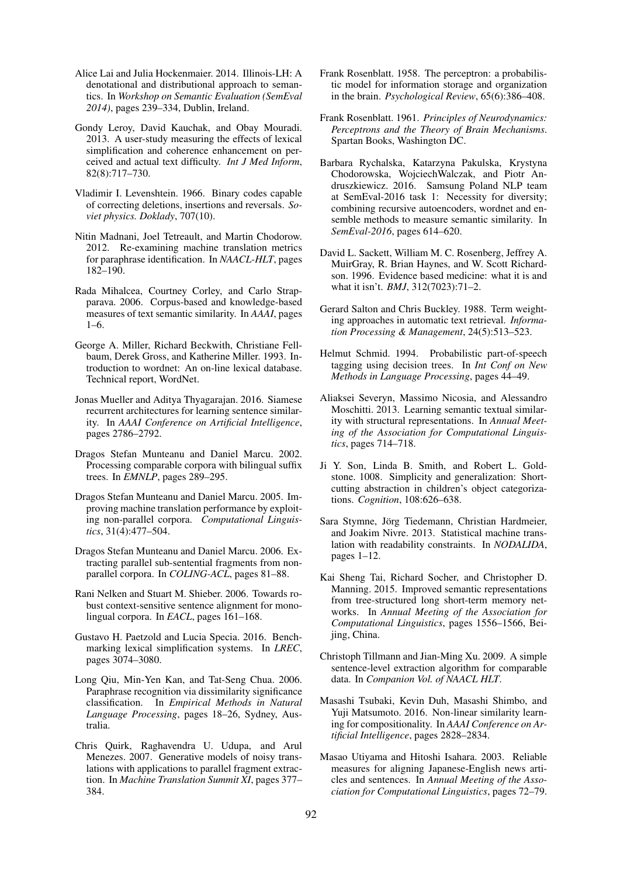Alice Lai and Julia Hockenmaier. 2014. Illinois-LH: A denotational and distributional approach to semantics. In *Workshop on Semantic Evaluation (SemEval 2014)*, pages 239–334, Dublin, Ireland.

Gondy Leroy, David Kauchak, and Obay Mouradi. 2013. A user-study measuring the effects of lexical simplification and coherence enhancement on perceived and actual text difficulty. *Int J Med Inform*, 82(8):717–730.

Vladimir I. Levenshtein. 1966. Binary codes capable of correcting deletions, insertions and reversals. *Soviet physics. Doklady*, 707(10).

Nitin Madnani, Joel Tetreault, and Martin Chodorow. 2012. Re-examining machine translation metrics for paraphrase identification. In *NAACL-HLT*, pages 182–190.

Rada Mihalcea, Courtney Corley, and Carlo Strapparava. 2006. Corpus-based and knowledge-based measures of text semantic similarity. In *AAAI*, pages 1–6.

George A. Miller, Richard Beckwith, Christiane Fellbaum, Derek Gross, and Katherine Miller. 1993. Introduction to wordnet: An on-line lexical database. Technical report, WordNet.

Jonas Mueller and Aditya Thyagarajan. 2016. Siamese recurrent architectures for learning sentence similarity. In *AAAI Conference on Artificial Intelligence*, pages 2786–2792.

Dragos Stefan Munteanu and Daniel Marcu. 2002. Processing comparable corpora with bilingual suffix trees. In *EMNLP*, pages 289–295.

Dragos Stefan Munteanu and Daniel Marcu. 2005. Improving machine translation performance by exploiting non-parallel corpora. *Computational Linguistics*, 31(4):477–504.

Dragos Stefan Munteanu and Daniel Marcu. 2006. Extracting parallel sub-sentential fragments from non-parallel corpora. In *COLING-ACL*, pages 81–88.

Rani Nelken and Stuart M. Shieber. 2006. Towards robust context-sensitive sentence alignment for monolingual corpora. In *EACL*, pages 161–168.

Gustavo H. Paetzold and Lucia Specia. 2016. Benchmarking lexical simplification systems. In *LREC*, pages 3074–3080.

Long Qiu, Min-Yen Kan, and Tat-Seng Chua. 2006. Paraphrase recognition via dissimilarity significance classification. In *Empirical Methods in Natural Language Processing*, pages 18–26, Sydney, Australia.

Chris Quirk, Raghavendra U. Udupa, and Arul Menezes. 2007. Generative models of noisy translations with applications to parallel fragment extraction. In *Machine Translation Summit XI*, pages 377–384.

Frank Rosenblatt. 1958. The perceptron: a probabilistic model for information storage and organization in the brain. *Psychological Review*, 65(6):386–408.

Frank Rosenblatt. 1961. *Principles of Neurodynamics: Perceptrons and the Theory of Brain Mechanisms*. Spartan Books, Washington DC.

Barbara Rychalska, Katarzyna Pakulska, Krystyna Chodorowska, WojciechWalczak, and Piotr Andruszkiewicz. 2016. Samsung Poland NLP team at SemEval-2016 task 1: Necessity for diversity; combining recursive autoencoders, wordnet and ensemble methods to measure semantic similarity. In *SemEval-2016*, pages 614–620.

David L. Sackett, William M. C. Rosenberg, Jeffrey A. MuirGray, R. Brian Haynes, and W. Scott Richardson. 1996. Evidence based medicine: what it is and what it isn't. *BMJ*, 312(7023):71–2.

Gerard Salton and Chris Buckley. 1988. Term weighting approaches in automatic text retrieval. *Information Processing & Management*, 24(5):513–523.

Helmut Schmid. 1994. Probabilistic part-of-speech tagging using decision trees. In *Int Conf on New Methods in Language Processing*, pages 44–49.

Aliaksei Severyn, Massimo Nicosia, and Alessandro Moschitti. 2013. Learning semantic textual similarity with structural representations. In *Annual Meeting of the Association for Computational Linguistics*, pages 714–718.

Ji Y. Son, Linda B. Smith, and Robert L. Goldstone. 1008. Simplicity and generalization: Short-cutting abstraction in children's object categorizations. *Cognition*, 108:626–638.

Sara Stymne, Jörg Tiedemann, Christian Hardmeier, and Joakim Nivre. 2013. Statistical machine translation with readability constraints. In *NODALIDA*, pages 1–12.

Kai Sheng Tai, Richard Socher, and Christopher D. Manning. 2015. Improved semantic representations from tree-structured long short-term memory networks. In *Annual Meeting of the Association for Computational Linguistics*, pages 1556–1566, Beijing, China.

Christoph Tillmann and Jian-Ming Xu. 2009. A simple sentence-level extraction algorithm for comparable data. In *Companion Vol. of NAACL HLT*.

Masashi Tsubaki, Kevin Duh, Masashi Shimbo, and Yuji Matsumoto. 2016. Non-linear similarity learning for compositionality. In *AAAI Conference on Artificial Intelligence*, pages 2828–2834.

Masao Utiyama and Hitoshi Isahara. 2003. Reliable measures for aligning Japanese-English news articles and sentences. In *Annual Meeting of the Association for Computational Linguistics*, pages 72–79.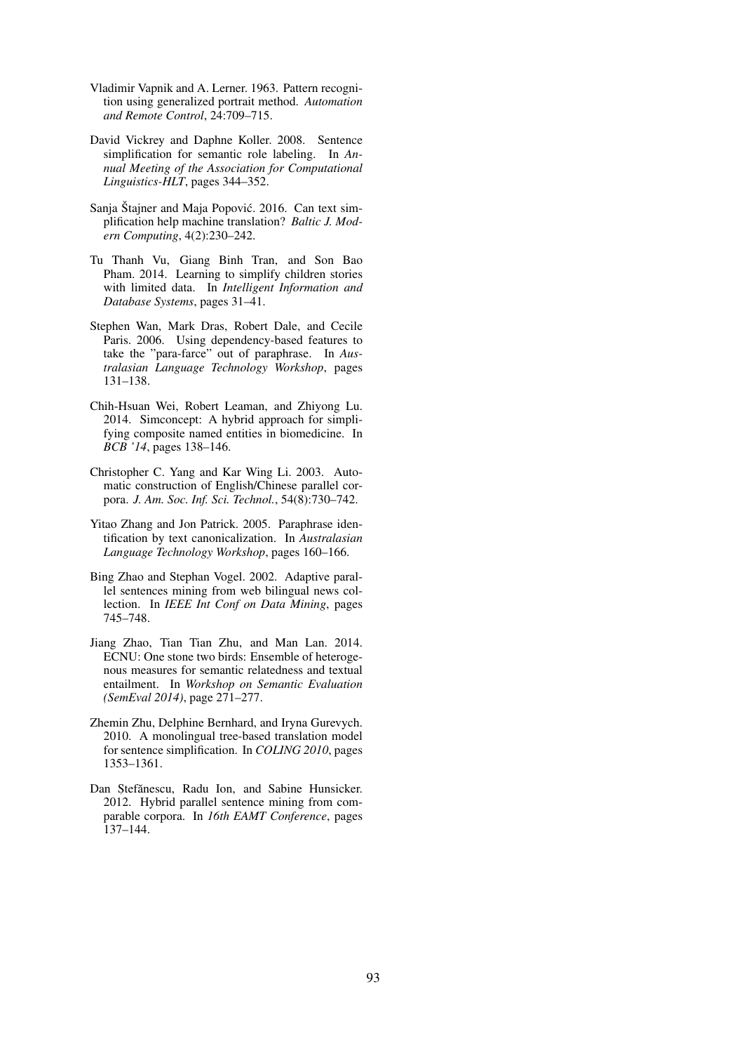Vladimir Vapnik and A. Lerner. 1963. Pattern recognition using generalized portrait method. *Automation and Remote Control*, 24:709–715.

David Vickrey and Daphne Koller. 2008. Sentence simplification for semantic role labeling. In *Annual Meeting of the Association for Computational Linguistics-HLT*, pages 344–352.

Sanja Štajner and Maja Popović. 2016. Can text simplification help machine translation? *Baltic J. Modern Computing*, 4(2):230–242.

Tu Thanh Vu, Giang Binh Tran, and Son Bao Pham. 2014. Learning to simplify children stories with limited data. In *Intelligent Information and Database Systems*, pages 31–41.

Stephen Wan, Mark Dras, Robert Dale, and Cecile Paris. 2006. Using dependency-based features to take the "para-farce" out of paraphrase. In *Australasian Language Technology Workshop*, pages 131–138.

Chih-Hsuan Wei, Robert Leaman, and Zhiyong Lu. 2014. Simconcept: A hybrid approach for simplifying composite named entities in biomedicine. In *BCB '14*, pages 138–146.

Christopher C. Yang and Kar Wing Li. 2003. Automatic construction of English/Chinese parallel corpora. *J. Am. Soc. Inf. Sci. Technol.*, 54(8):730–742.

Yitao Zhang and Jon Patrick. 2005. Paraphrase identification by text canonicalization. In *Australasian Language Technology Workshop*, pages 160–166.

Bing Zhao and Stephan Vogel. 2002. Adaptive parallel sentences mining from web bilingual news collection. In *IEEE Int Conf on Data Mining*, pages 745–748.

Jiang Zhao, Tian Tian Zhu, and Man Lan. 2014. ECNU: One stone two birds: Ensemble of heterogenous measures for semantic relatedness and textual entailment. In *Workshop on Semantic Evaluation (SemEval 2014)*, page 271–277.

Zhemin Zhu, Delphine Bernhard, and Iryna Gurevych. 2010. A monolingual tree-based translation model for sentence simplification. In *COLING 2010*, pages 1353–1361.

Dan Ştefănescu, Radu Ion, and Sabine Hunsicker. 2012. Hybrid parallel sentence mining from comparable corpora. In *16th EAMT Conference*, pages 137–144.